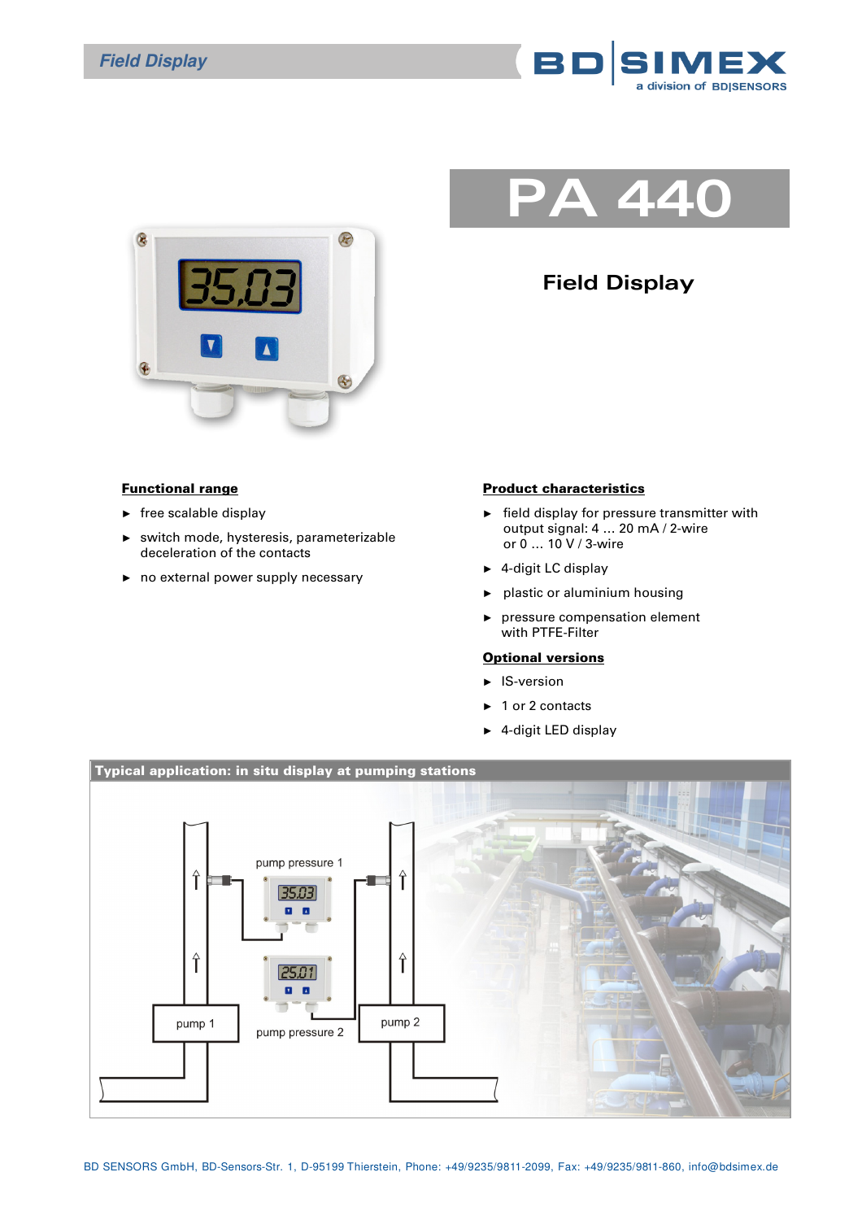# PA 440

## Field Display

### Functional range

- free scalable display
- switch mode, hysteresis, parameterizable deceleration of the contacts
- no external power supply necessary

### Product characteristics

- field display for pressure transmitter with output signal: 4 ... 20 mA / 2-wire or 0 ... 10 V / 3-wire
- 4-digit LC display
- plastic or aluminium housing
- pressure compensation element with PTFE-Filter

### Optional versions

- IS-version
- 1 or 2 contacts
- 4-digit LED display

### Typical application: in situ display at pumping stations

BD SENSORS GmbH, BD-Sensors-Str. 1, D-95199 Thierstein, Phone: +49/9235/9811-2099, Fax: +49/9235/9811-860, info@bdsimex.de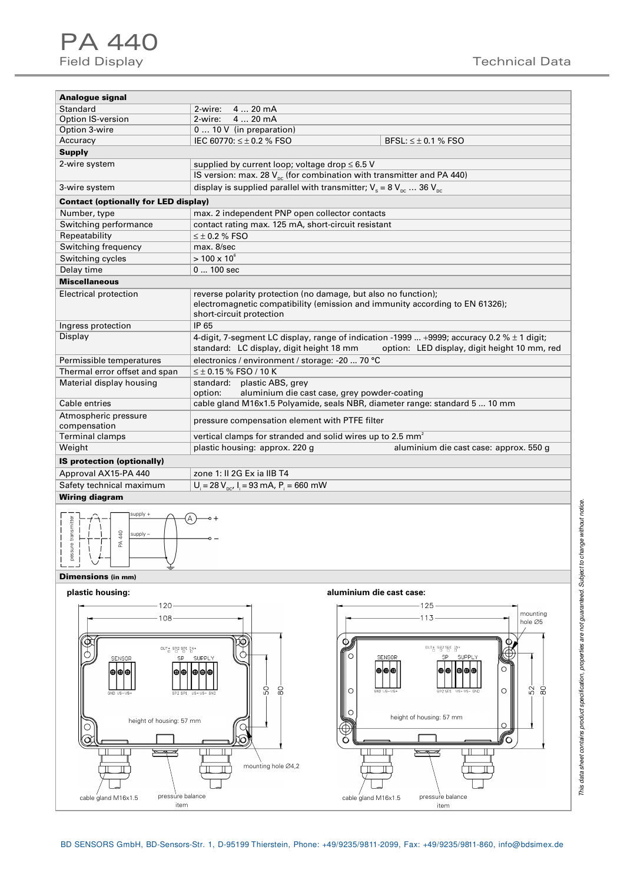# PA 440

Field Display

Technical Data

| | | |
|---|---|---|
| **Analogue signal** | | |
| Standard | 2-wire: 4 … 20 mA | |
| Option IS-version | 2-wire: 4 … 20 mA | |
| Option 3-wire | 0 … 10 V (in preparation) | |
| Accuracy | IEC 60770: ≤ ± 0.2 % FSO | BFSL: ≤ ± 0.1 % FSO |
| **Supply** | | |
| 2-wire system | supplied by current loop; voltage drop ≤ 6.5 V | |
| | IS version: max. 28 $V_{DC}$ (for combination with transmitter and PA 440) | |
| 3-wire system | display is supplied parallel with transmitter; $V_S$ = 8 $V_{DC}$ … 36 $V_{DC}$ | |
| **Contact (optionally for LED display)** | | |
| Number, type | max. 2 independent PNP open collector contacts | |
| Switching performance | contact rating max. 125 mA, short-circuit resistant | |
| Repeatability | ≤ ± 0.2 % FSO | |
| Switching frequency | max. 8/sec | |
| Switching cycles | > 100 x $10^6$ | |
| Delay time | 0 … 100 sec | |
| **Miscellaneous** | | |
| Electrical protection | reverse polarity protection (no damage, but also no function); electromagnetic compatibility (emission and immunity according to EN 61326); short-circuit protection | |
| Ingress protection | IP 65 | |
| Display | 4-digit, 7-segment LC display, range of indication -1999 … +9999; accuracy 0.2 % ± 1 digit; standard: LC display, digit height 18 mm | option: LED display, digit height 10 mm, red |
| Permissible temperatures | electronics / environment / storage: -20 … 70 °C | |
| Thermal error offset and span | ≤ ± 0.15 % FSO / 10 K | |
| Material display housing | standard: plastic ABS, grey; option: aluminium die cast case, grey powder-coating | |
| Cable entries | cable gland M16x1.5 Polyamide, seals NBR, diameter range: standard 5 … 10 mm | |
| Atmospheric pressure compensation | pressure compensation element with PTFE filter | |
| Terminal clamps | vertical clamps for stranded and solid wires up to 2.5 mm² | |
| Weight | plastic housing: approx. 220 g | aluminium die cast case: approx. 550 g |
| **IS protection (optionally)** | | |
| Approval AX15-PA 440 | zone 1: II 2G Ex ia IIB T4 | |
| Safety technical maximum | $U_i$ = 28 $V_{DC}$, $I_i$ = 93 mA, $P_i$ = 660 mW | |

## Wiring diagram

pressure transmitter
PA 440
supply +
supply –
A
+
–

## Dimensions (in mm)

**plastic housing:**

120
108
SENSOR
SP
SUPPLY
OUT+ SP2 SP1 IN+
GND US- US+
SP2 SP1 US+ US- GND
50
80
height of housing: 57 mm
mounting hole Ø4,2
cable gland M16x1.5
pressure balance item

**aluminium die cast case:**

125
113
mounting hole Ø5
SENSOR
SP
SUPPLY
OUT+ SP2 SP1 IN+
GND US- US+
SP2 SP1 US+ US- GND
52
80
height of housing: 57 mm
cable gland M16x1.5
pressure balance item

*This data sheet contains product specification, properties are not guaranteed. Subject to change without notice.*

BD SENSORS GmbH, BD-Sensors-Str. 1, D-95199 Thierstein, Phone: +49/9235/9811-2099, Fax: +49/9235/9811-860, info@bdsimex.de